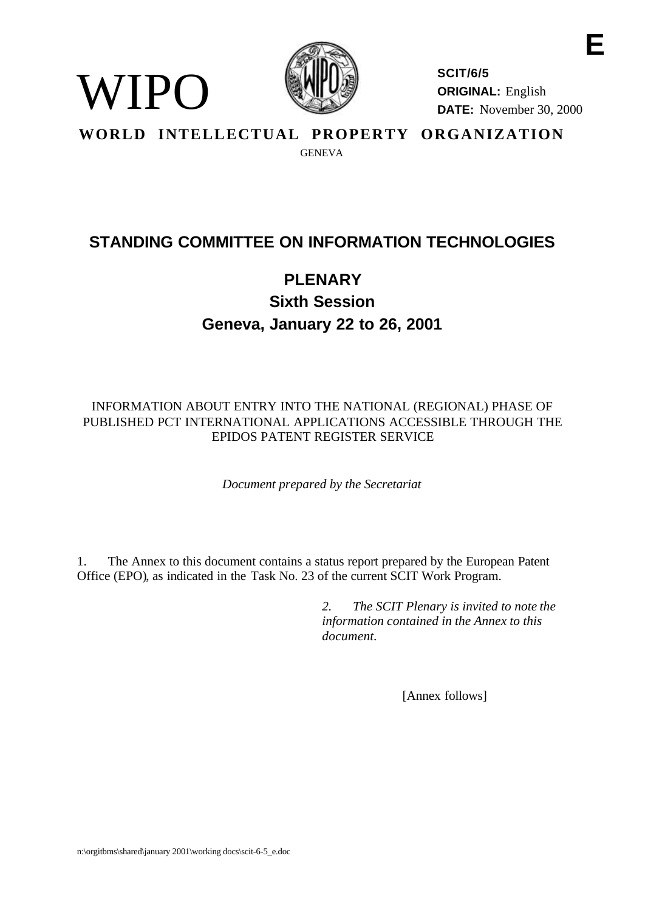WIPO

**SCIT/6/5**
**ORIGINAL:** English
**DATE:** November 30, 2000

**E**

**WORLD INTELLECTUAL PROPERTY ORGANIZATION**

GENEVA

# STANDING COMMITTEE ON INFORMATION TECHNOLOGIES

## PLENARY
## Sixth Session
## Geneva, January 22 to 26, 2001

INFORMATION ABOUT ENTRY INTO THE NATIONAL (REGIONAL) PHASE OF PUBLISHED PCT INTERNATIONAL APPLICATIONS ACCESSIBLE THROUGH THE EPIDOS PATENT REGISTER SERVICE

*Document prepared by the Secretariat*

1. The Annex to this document contains a status report prepared by the European Patent Office (EPO), as indicated in the Task No. 23 of the current SCIT Work Program.

*2. The SCIT Plenary is invited to note the information contained in the Annex to this document.*

[Annex follows]

n:\orgitbms\shared\january 2001\working docs\scit-6-5_e.doc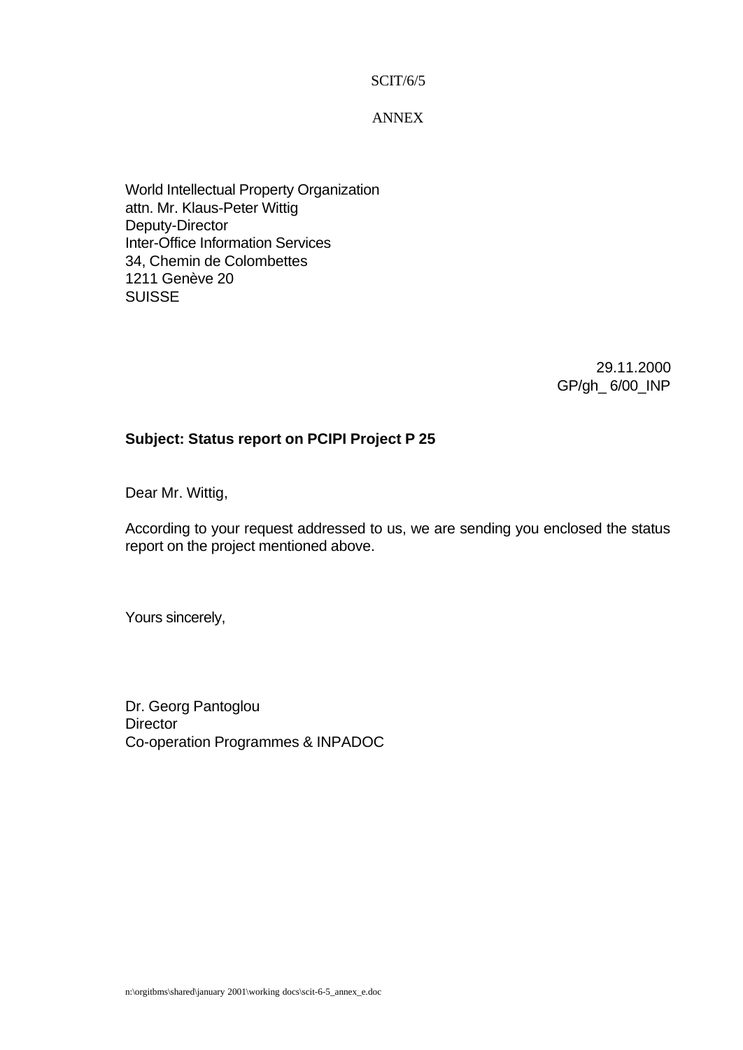SCIT/6/5

ANNEX

World Intellectual Property Organization
attn. Mr. Klaus-Peter Wittig
Deputy-Director
Inter-Office Information Services
34, Chemin de Colombettes
1211 Genève 20
SUISSE

29.11.2000
GP/gh_ 6/00_INP

**Subject: Status report on PCIPI Project P 25**

Dear Mr. Wittig,

According to your request addressed to us, we are sending you enclosed the status report on the project mentioned above.

Yours sincerely,

Dr. Georg Pantoglou
Director
Co-operation Programmes & INPADOC

n:\orgitbms\shared\january 2001\working docs\scit-6-5_annex_e.doc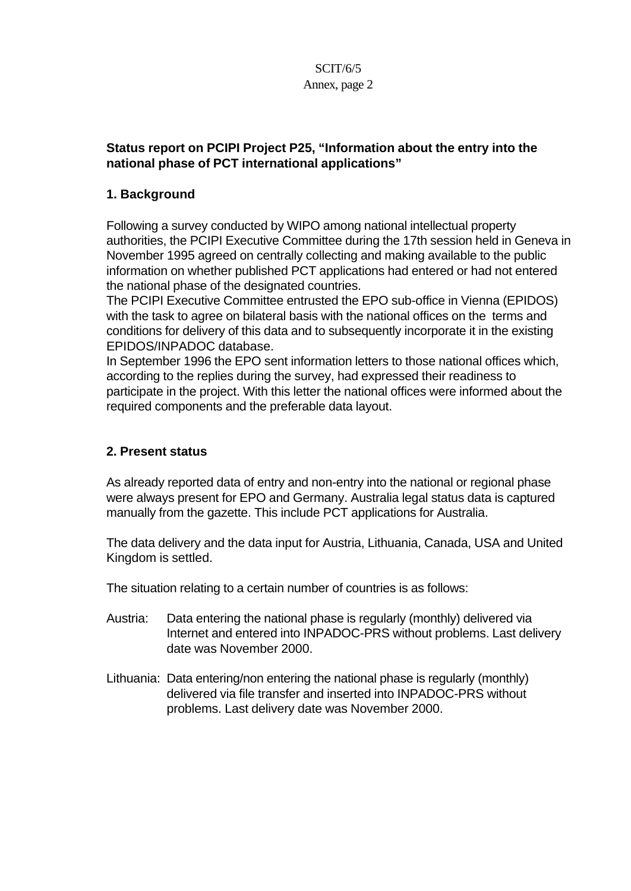### Status report on PCIPI Project P25, “Information about the entry into the national phase of PCT international applications”

#### 1. Background

Following a survey conducted by WIPO among national intellectual property authorities, the PCIPI Executive Committee during the 17th session held in Geneva in November 1995 agreed on centrally collecting and making available to the public information on whether published PCT applications had entered or had not entered the national phase of the designated countries.
The PCIPI Executive Committee entrusted the EPO sub-office in Vienna (EPIDOS) with the task to agree on bilateral basis with the national offices on the terms and conditions for delivery of this data and to subsequently incorporate it in the existing EPIDOS/INPADOC database.
In September 1996 the EPO sent information letters to those national offices which, according to the replies during the survey, had expressed their readiness to participate in the project. With this letter the national offices were informed about the required components and the preferable data layout.

#### 2. Present status

As already reported data of entry and non-entry into the national or regional phase were always present for EPO and Germany. Australia legal status data is captured manually from the gazette. This include PCT applications for Australia.

The data delivery and the data input for Austria, Lithuania, Canada, USA and United Kingdom is settled.

The situation relating to a certain number of countries is as follows:

Austria: Data entering the national phase is regularly (monthly) delivered via Internet and entered into INPADOC-PRS without problems. Last delivery date was November 2000.

Lithuania: Data entering/non entering the national phase is regularly (monthly) delivered via file transfer and inserted into INPADOC-PRS without problems. Last delivery date was November 2000.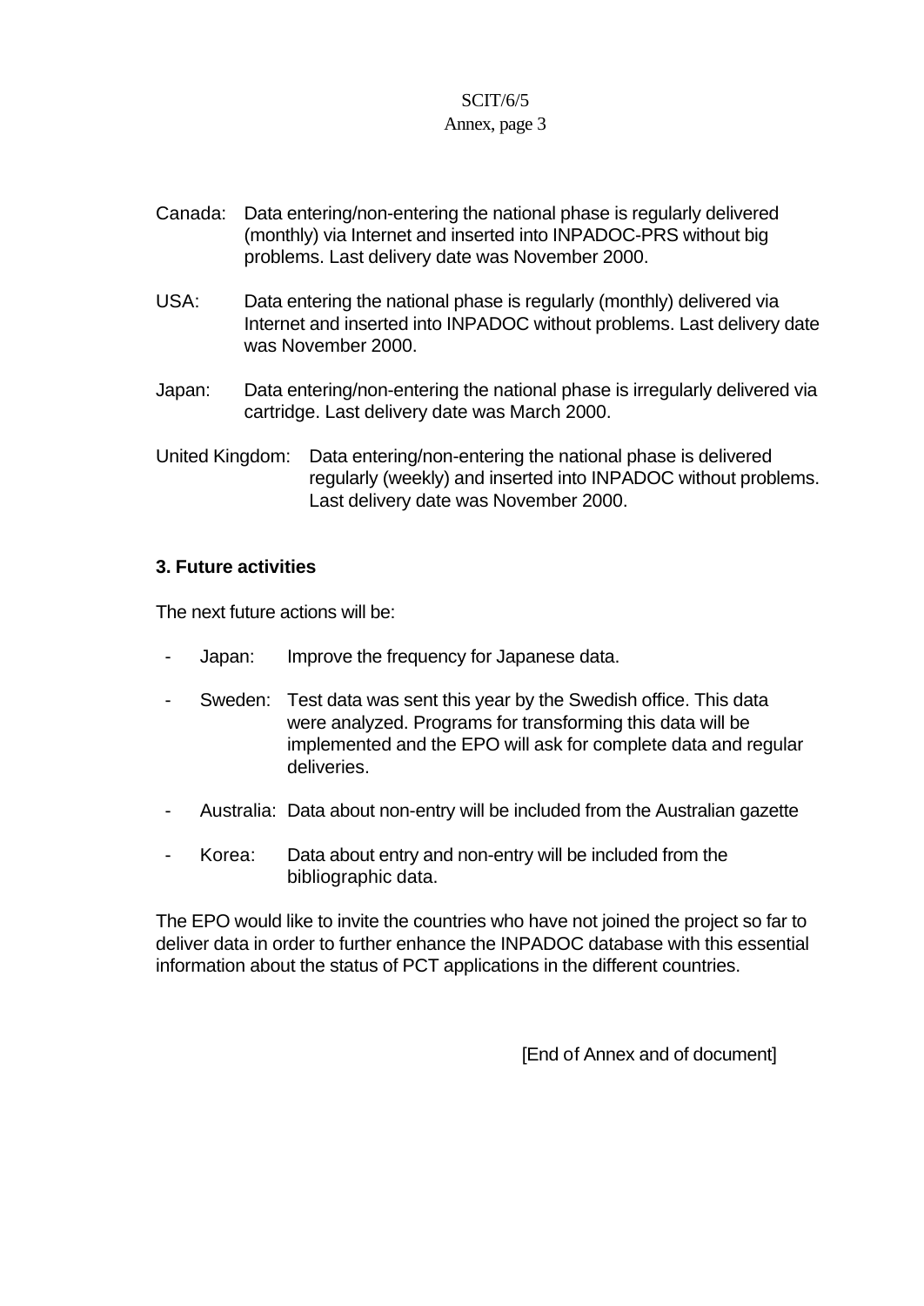Canada: Data entering/non-entering the national phase is regularly delivered (monthly) via Internet and inserted into INPADOC-PRS without big problems. Last delivery date was November 2000.

USA: Data entering the national phase is regularly (monthly) delivered via Internet and inserted into INPADOC without problems. Last delivery date was November 2000.

Japan: Data entering/non-entering the national phase is irregularly delivered via cartridge. Last delivery date was March 2000.

United Kingdom: Data entering/non-entering the national phase is delivered regularly (weekly) and inserted into INPADOC without problems. Last delivery date was November 2000.

**3. Future activities**

The next future actions will be:

- Japan: Improve the frequency for Japanese data.
- Sweden: Test data was sent this year by the Swedish office. This data were analyzed. Programs for transforming this data will be implemented and the EPO will ask for complete data and regular deliveries.
- Australia: Data about non-entry will be included from the Australian gazette
- Korea: Data about entry and non-entry will be included from the bibliographic data.

The EPO would like to invite the countries who have not joined the project so far to deliver data in order to further enhance the INPADOC database with this essential information about the status of PCT applications in the different countries.

[End of Annex and of document]